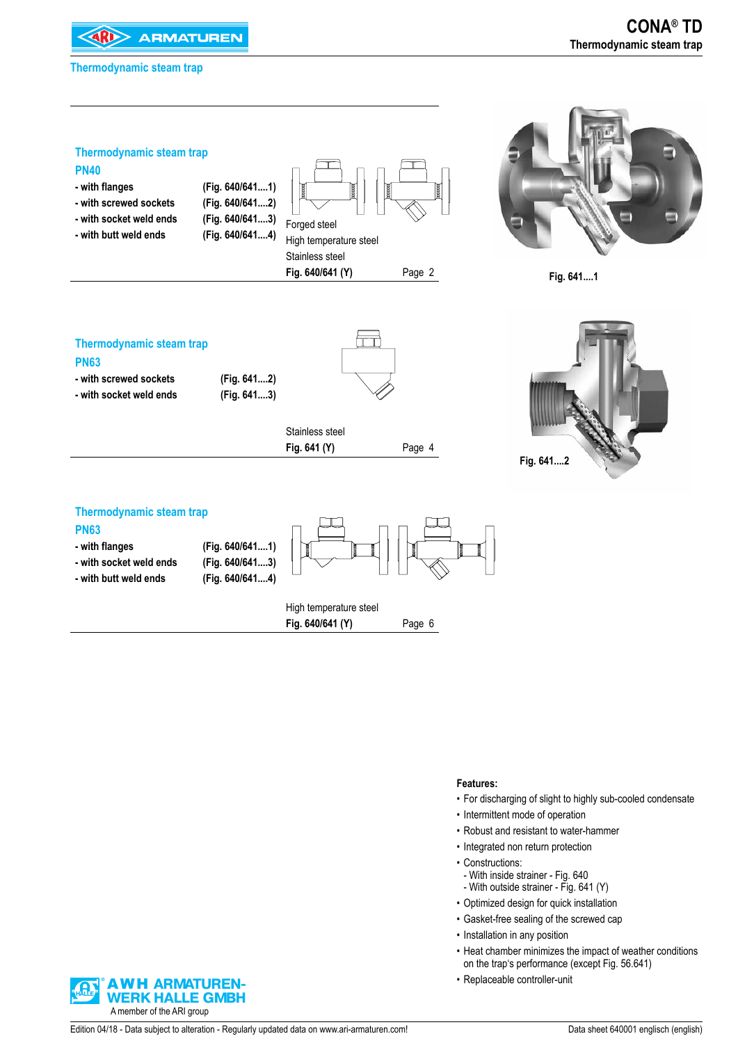# CONA® TD

Thermodynamic steam trap

## Thermodynamic steam trap

### Thermodynamic steam trap
### PN40

| | |
|---|---|
| - with flanges | (Fig. 640/641....1) |
| - with screwed sockets | (Fig. 640/641....2) |
| - with socket weld ends | (Fig. 640/641....3) |
| - with butt weld ends | (Fig. 640/641....4) |

Forged steel
High temperature steel
Stainless steel
**Fig. 640/641 (Y)** Page 2

Fig. 641....1

### Thermodynamic steam trap
### PN63

| | |
|---|---|
| - with screwed sockets | (Fig. 641....2) |
| - with socket weld ends | (Fig. 641....3) |

Stainless steel
**Fig. 641 (Y)** Page 4

Fig. 641....2

### Thermodynamic steam trap
### PN63

| | |
|---|---|
| - with flanges | (Fig. 640/641....1) |
| - with socket weld ends | (Fig. 640/641....3) |
| - with butt weld ends | (Fig. 640/641....4) |

High temperature steel
**Fig. 640/641 (Y)** Page 6

**Features:**

- For discharging of slight to highly sub-cooled condensate
- Intermittent mode of operation
- Robust and resistant to water-hammer
- Integrated non return protection
- Constructions:
  - With inside strainer - Fig. 640
  - With outside strainer - Fig. 641 (Y)
- Optimized design for quick installation
- Gasket-free sealing of the screwed cap
- Installation in any position
- Heat chamber minimizes the impact of weather conditions on the trap's performance (except Fig. 56.641)
- Replaceable controller-unit

AWH ARMATUREN-WERK HALLE GMBH
A member of the ARI group

Edition 04/18 - Data subject to alteration - Regularly updated data on www.ari-armaturen.com!
Data sheet 640001 englisch (english)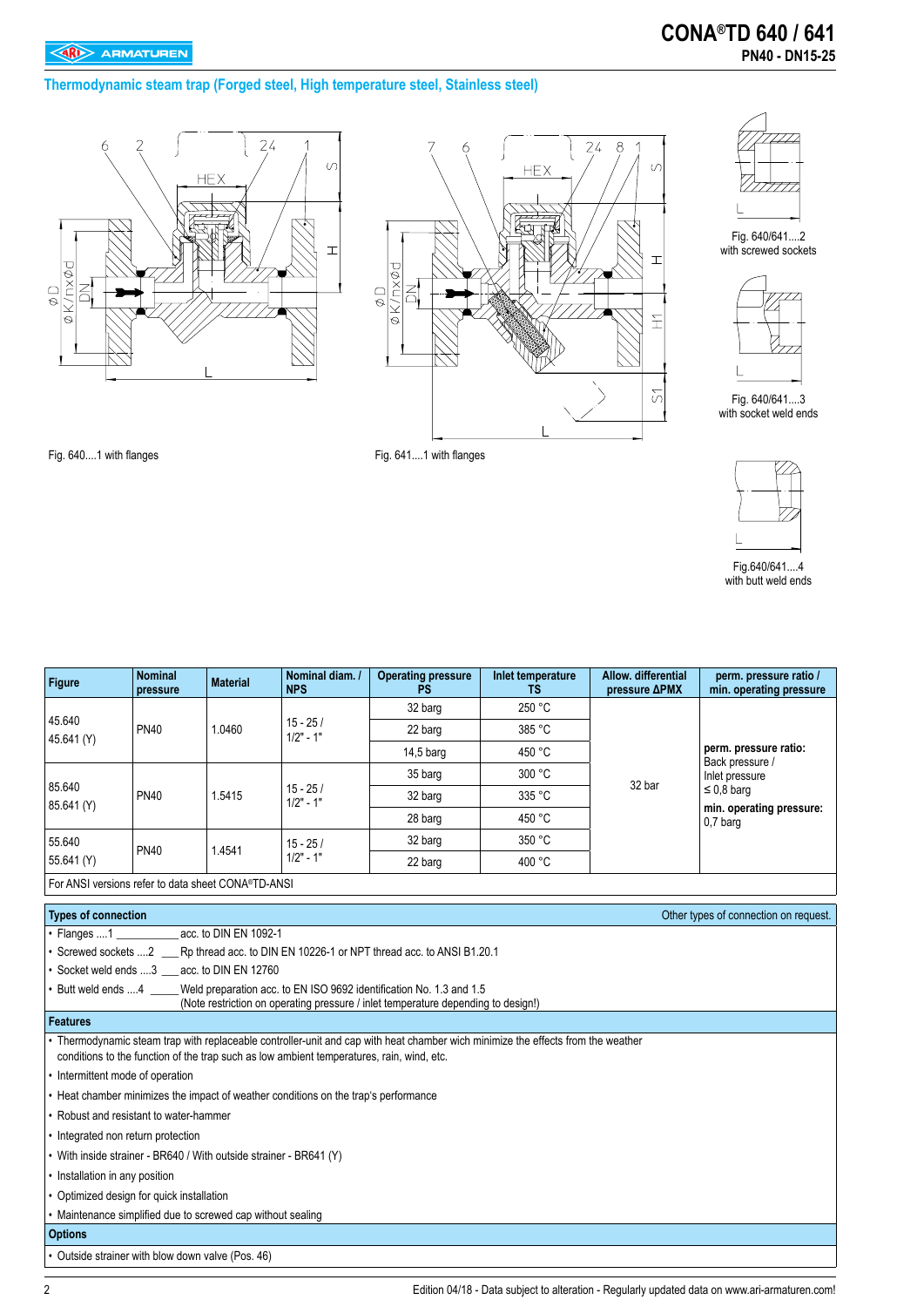# CONA®TD 640 / 641

**PN40 - DN15-25**

## Thermodynamic steam trap (Forged steel, High temperature steel, Stainless steel)

Fig. 640....1 with flanges

Fig. 641....1 with flanges

Fig. 640/641....2 with screwed sockets

Fig. 640/641....3 with socket weld ends

Fig.640/641....4 with butt weld ends

| Figure | Nominal pressure | Material | Nominal diam. / NPS | Operating pressure PS | Inlet temperature TS | Allow. differential pressure ΔPMX | perm. pressure ratio / min. operating pressure |
|---|---|---|---|---|---|---|---|
| 45.640<br>45.641 (Y) | PN40 | 1.0460 | 15 - 25 / 1/2" - 1" | 32 barg | 250 °C | 32 bar | **perm. pressure ratio:** Back pressure / Inlet pressure ≤ 0,8 barg<br>**min. operating pressure:** 0,7 barg |
| | | | | 22 barg | 385 °C | | |
| | | | | 14,5 barg | 450 °C | | |
| 85.640<br>85.641 (Y) | PN40 | 1.5415 | 15 - 25 / 1/2" - 1" | 35 barg | 300 °C | | |
| | | | | 32 barg | 335 °C | | |
| | | | | 28 barg | 450 °C | | |
| 55.640<br>55.641 (Y) | PN40 | 1.4541 | 15 - 25 / 1/2" - 1" | 32 barg | 350 °C | | |
| | | | | 22 barg | 400 °C | | |

For ANSI versions refer to data sheet CONA®TD-ANSI

### Types of connection

Other types of connection on request.

- Flanges ....1 ____________ acc. to DIN EN 1092-1
- Screwed sockets ....2 ___ Rp thread acc. to DIN EN 10226-1 or NPT thread acc. to ANSI B1.20.1
- Socket weld ends ....3 ___ acc. to DIN EN 12760
- Butt weld ends ....4 _____ Weld preparation acc. to EN ISO 9692 identification No. 1.3 and 1.5
  (Note restriction on operating pressure / inlet temperature depending to design!)

### Features

- Thermodynamic steam trap with replaceable controller-unit and cap with heat chamber wich minimize the effects from the weather conditions to the function of the trap such as low ambient temperatures, rain, wind, etc.
- Intermittent mode of operation
- Heat chamber minimizes the impact of weather conditions on the trap's performance
- Robust and resistant to water-hammer
- Integrated non return protection
- With inside strainer - BR640 / With outside strainer - BR641 (Y)
- Installation in any position
- Optimized design for quick installation
- Maintenance simplified due to screwed cap without sealing

### Options

- Outside strainer with blow down valve (Pos. 46)

Edition 04/18 - Data subject to alteration - Regularly updated data on www.ari-armaturen.com!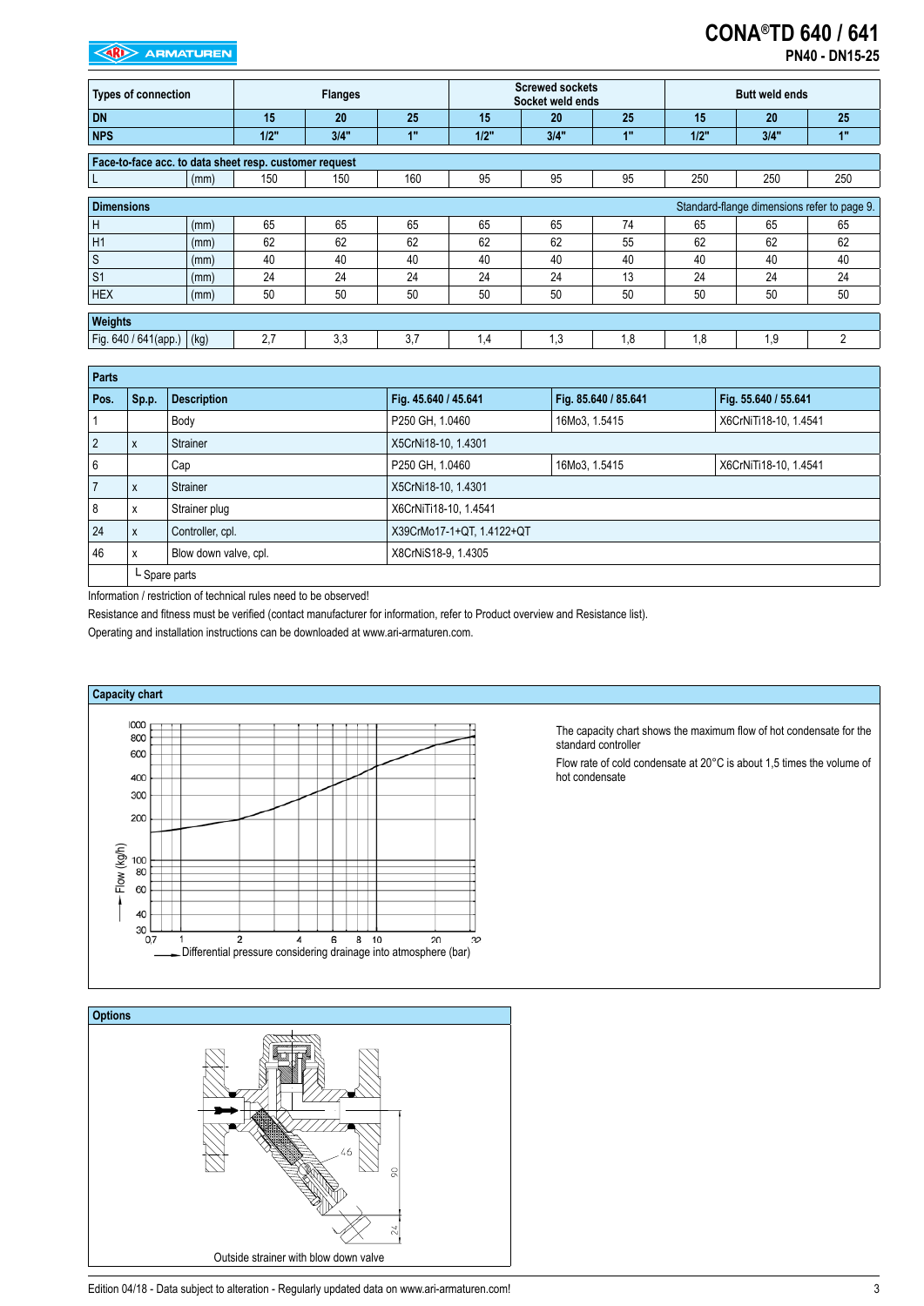# CONA®TD 640 / 641

**PN40 - DN15-25**

| Types of connection | | Flanges | | | Screwed sockets Socket weld ends | | | Butt weld ends | | |
|---|---|---|---|---|---|---|---|---|---|---|
| **DN** | | 15 | 20 | 25 | 15 | 20 | 25 | 15 | 20 | 25 |
| **NPS** | | 1/2" | 3/4" | 1" | 1/2" | 3/4" | 1" | 1/2" | 3/4" | 1" |
| **Face-to-face acc. to data sheet resp. customer request** | | | | | | | | | | |
| L | (mm) | 150 | 150 | 160 | 95 | 95 | 95 | 250 | 250 | 250 |
| **Dimensions** | | | | | | | | | | Standard-flange dimensions refer to page 9. |
| H | (mm) | 65 | 65 | 65 | 65 | 65 | 74 | 65 | 65 | 65 |
| H1 | (mm) | 62 | 62 | 62 | 62 | 62 | 55 | 62 | 62 | 62 |
| S | (mm) | 40 | 40 | 40 | 40 | 40 | 40 | 40 | 40 | 40 |
| S1 | (mm) | 24 | 24 | 24 | 24 | 24 | 13 | 24 | 24 | 24 |
| HEX | (mm) | 50 | 50 | 50 | 50 | 50 | 50 | 50 | 50 | 50 |
| **Weights** | | | | | | | | | | |
| Fig. 640 / 641(app.) | (kg) | 2,7 | 3,3 | 3,7 | 1,4 | 1,3 | 1,8 | 1,8 | 1,9 | 2 |

**Parts**

| Pos. | Sp.p. | Description | Fig. 45.640 / 45.641 | Fig. 85.640 / 85.641 | Fig. 55.640 / 55.641 |
|---|---|---|---|---|---|
| 1 | | Body | P250 GH, 1.0460 | 16Mo3, 1.5415 | X6CrNiTi18-10, 1.4541 |
| 2 | x | Strainer | X5CrNi18-10, 1.4301 | | |
| 6 | | Cap | P250 GH, 1.0460 | 16Mo3, 1.5415 | X6CrNiTi18-10, 1.4541 |
| 7 | x | Strainer | X5CrNi18-10, 1.4301 | | |
| 8 | x | Strainer plug | X6CrNiTi18-10, 1.4541 | | |
| 24 | x | Controller, cpl. | X39CrMo17-1+QT, 1.4122+QT | | |
| 46 | x | Blow down valve, cpl. | X8CrNiS18-9, 1.4305 | | |
| | └ Spare parts | | | | |

Information / restriction of technical rules need to be observed!

Resistance and fitness must be verified (contact manufacturer for information, refer to Product overview and Resistance list).

Operating and installation instructions can be downloaded at www.ari-armaturen.com.

**Capacity chart**

Flow (kg/h): 30, 40, 60, 80, 100, 200, 300, 400, 600, 800, 1000

Differential pressure considering drainage into atmosphere (bar): 0,7, 1, 2, 4, 6, 8, 10, 20, 32

The capacity chart shows the maximum flow of hot condensate for the standard controller

Flow rate of cold condensate at 20°C is about 1,5 times the volume of hot condensate

**Options**

46, 90, 24

Outside strainer with blow down valve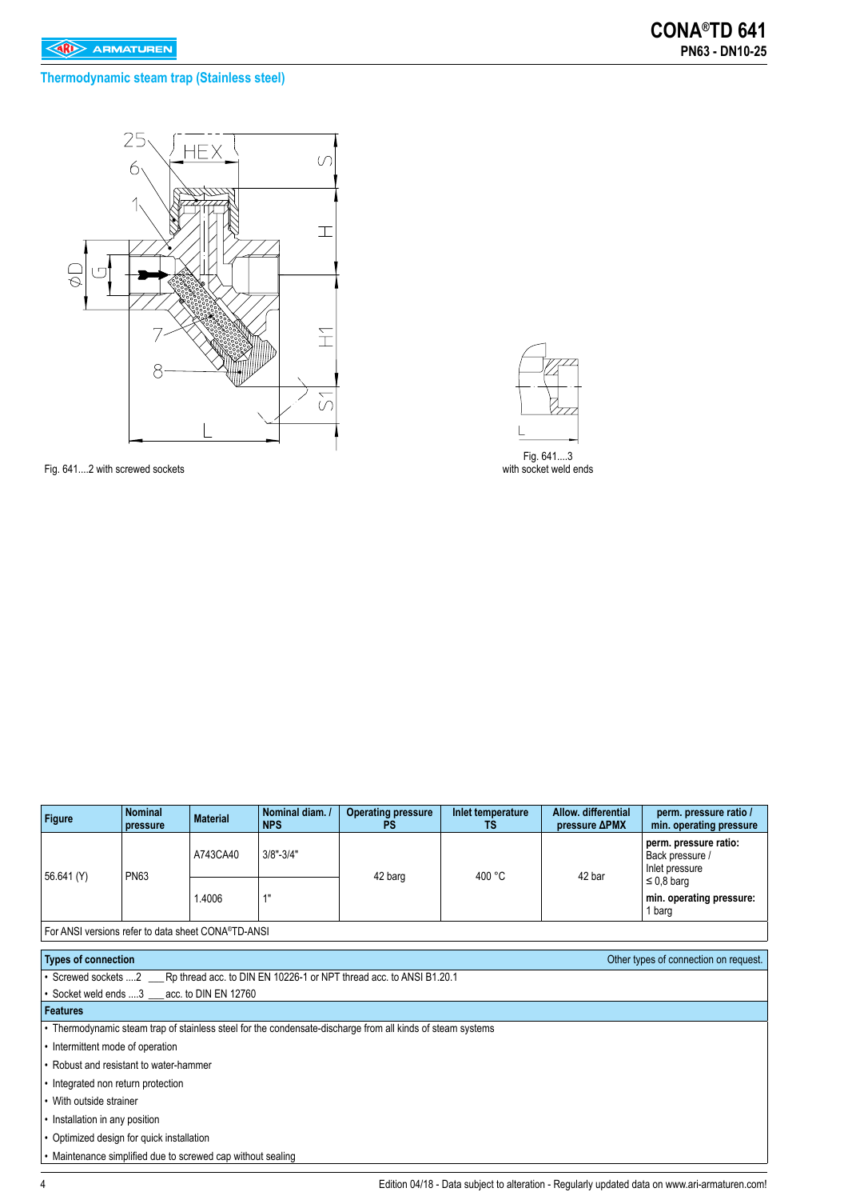# CONA®TD 641

**PN63 - DN10-25**

## Thermodynamic steam trap (Stainless steel)

Fig. 641....2 with screwed sockets

Fig. 641....3
with socket weld ends

| Figure | Nominal pressure | Material | Nominal diam. / NPS | Operating pressure PS | Inlet temperature TS | Allow. differential pressure ΔPMX | perm. pressure ratio / min. operating pressure |
|---|---|---|---|---|---|---|---|
| 56.641 (Y) | PN63 | A743CA40 | 3/8"-3/4" | 42 barg | 400 °C | 42 bar | **perm. pressure ratio:** Back pressure / Inlet pressure ≤ 0,8 barg **min. operating pressure:** 1 barg |
| | | 1.4006 | 1" | | | | |
| For ANSI versions refer to data sheet CONA®TD-ANSI | | | | | | | |

| Types of connection | Other types of connection on request. |
|---|---|
| • Screwed sockets ....2 ___ Rp thread acc. to DIN EN 10226-1 or NPT thread acc. to ANSI B1.20.1 | |
| • Socket weld ends ....3 ___ acc. to DIN EN 12760 | |

**Features**

- Thermodynamic steam trap of stainless steel for the condensate-discharge from all kinds of steam systems
- Intermittent mode of operation
- Robust and resistant to water-hammer
- Integrated non return protection
- With outside strainer
- Installation in any position
- Optimized design for quick installation
- Maintenance simplified due to screwed cap without sealing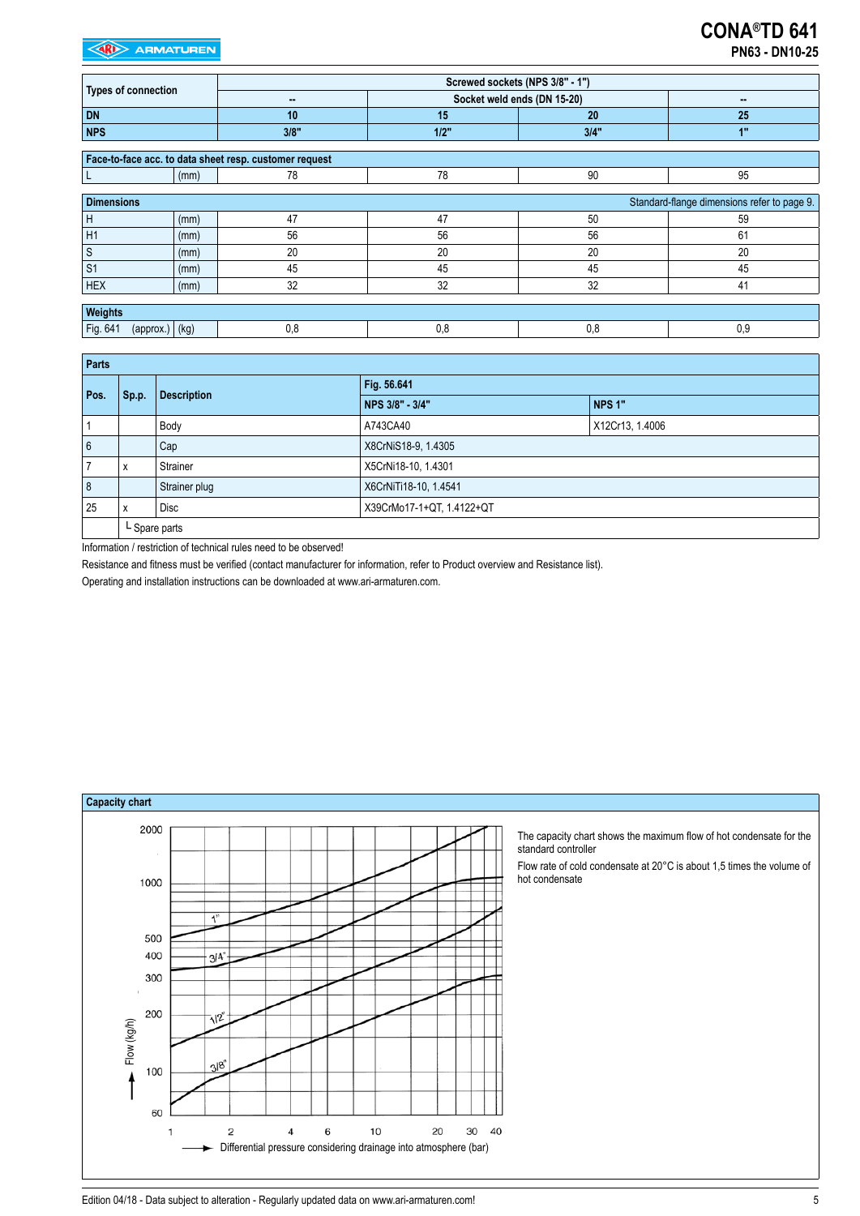# CONA®TD 641

## PN63 - DN10-25

| Types of connection | | Screwed sockets (NPS 3/8" - 1") | | | |
|---|---|---|---|---|---|
| | | -- | Socket weld ends (DN 15-20) | | -- |
| **DN** | | 10 | 15 | 20 | 25 |
| **NPS** | | 3/8" | 1/2" | 3/4" | 1" |

| Face-to-face acc. to data sheet resp. customer request | | | | | |
|---|---|---|---|---|---|
| L | (mm) | 78 | 78 | 90 | 95 |

| Dimensions | | | | | Standard-flange dimensions refer to page 9. |
|---|---|---|---|---|---|
| H | (mm) | 47 | 47 | 50 | 59 |
| H1 | (mm) | 56 | 56 | 56 | 61 |
| S | (mm) | 20 | 20 | 20 | 20 |
| S1 | (mm) | 45 | 45 | 45 | 45 |
| HEX | (mm) | 32 | 32 | 32 | 41 |

| Weights | | | | | |
|---|---|---|---|---|---|
| Fig. 641 (approx.) | (kg) | 0,8 | 0,8 | 0,8 | 0,9 |

| Parts | | | | |
|---|---|---|---|---|
| Pos. | Sp.p. | Description | Fig. 56.641 | |
| | | | NPS 3/8" - 3/4" | NPS 1" |
| 1 | | Body | A743CA40 | X12Cr13, 1.4006 |
| 6 | | Cap | X8CrNiS18-9, 1.4305 | |
| 7 | x | Strainer | X5CrNi18-10, 1.4301 | |
| 8 | | Strainer plug | X6CrNiTi18-10, 1.4541 | |
| 25 | x | Disc | X39CrMo17-1+QT, 1.4122+QT | |
| | └ Spare parts | | | |

Information / restriction of technical rules need to be observed!

Resistance and fitness must be verified (contact manufacturer for information, refer to Product overview and Resistance list).

Operating and installation instructions can be downloaded at www.ari-armaturen.com.

**Capacity chart**

The capacity chart shows the maximum flow of hot condensate for the standard controller

Flow rate of cold condensate at 20°C is about 1,5 times the volume of hot condensate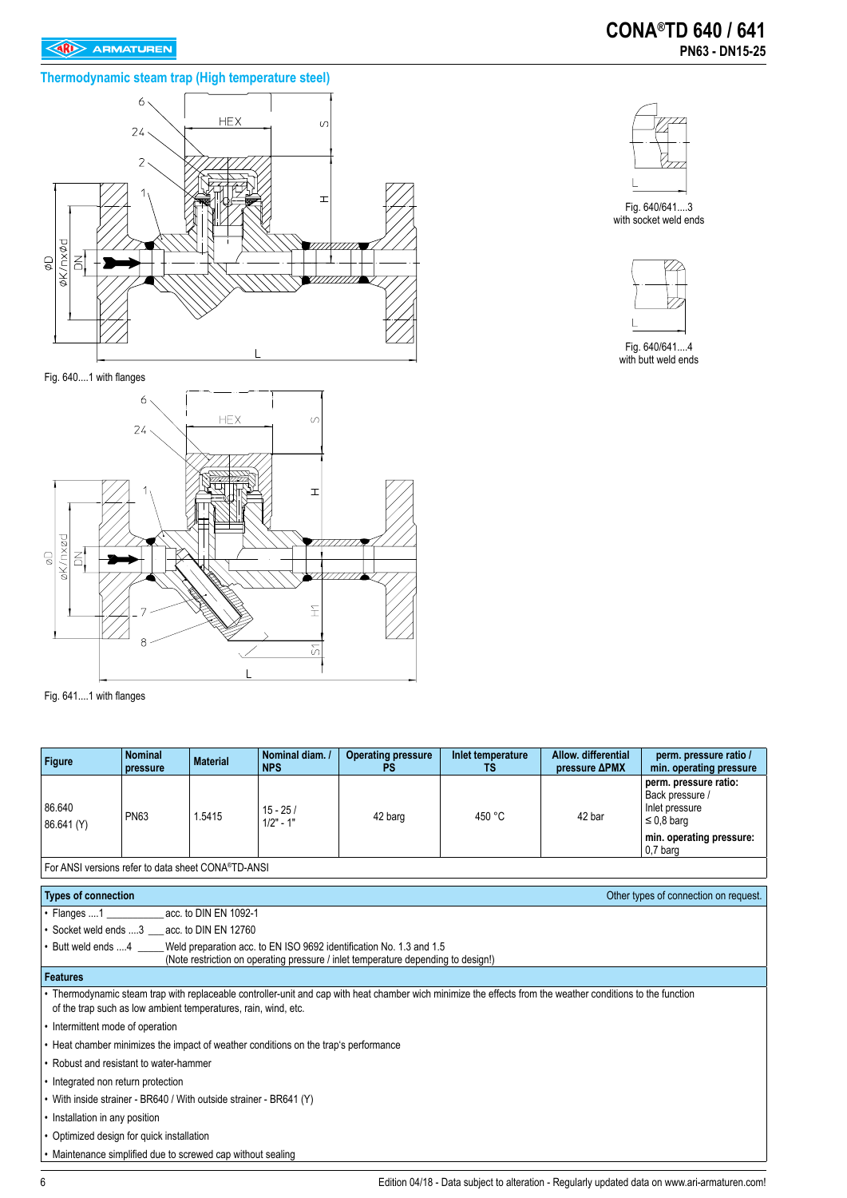# CONA®TD 640 / 641

**PN63 - DN15-25**

## Thermodynamic steam trap (High temperature steel)

Fig. 640....1 with flanges

Fig. 640/641....3
with socket weld ends

Fig. 640/641....4
with butt weld ends

Fig. 641....1 with flanges

| Figure | Nominal pressure | Material | Nominal diam. / NPS | Operating pressure PS | Inlet temperature TS | Allow. differential pressure ΔPMX | perm. pressure ratio / min. operating pressure |
|---|---|---|---|---|---|---|---|
| 86.640<br>86.641 (Y) | PN63 | 1.5415 | 15 - 25 /<br>1/2" - 1" | 42 barg | 450 °C | 42 bar | **perm. pressure ratio:**<br>Back pressure / Inlet pressure ≤ 0,8 barg<br>**min. operating pressure:**<br>0,7 barg |
| For ANSI versions refer to data sheet CONA®TD-ANSI | | | | | | | |

### Types of connection

Other types of connection on request.

- Flanges ....1 __________ acc. to DIN EN 1092-1
- Socket weld ends ....3 ___ acc. to DIN EN 12760
- Butt weld ends ....4 _____ Weld preparation acc. to EN ISO 9692 identification No. 1.3 and 1.5
  (Note restriction on operating pressure / inlet temperature depending to design!)

### Features

- Thermodynamic steam trap with replaceable controller-unit and cap with heat chamber wich minimize the effects from the weather conditions to the function of the trap such as low ambient temperatures, rain, wind, etc.
- Intermittent mode of operation
- Heat chamber minimizes the impact of weather conditions on the trap's performance
- Robust and resistant to water-hammer
- Integrated non return protection
- With inside strainer - BR640 / With outside strainer - BR641 (Y)
- Installation in any position
- Optimized design for quick installation
- Maintenance simplified due to screwed cap without sealing

Edition 04/18 - Data subject to alteration - Regularly updated data on www.ari-armaturen.com!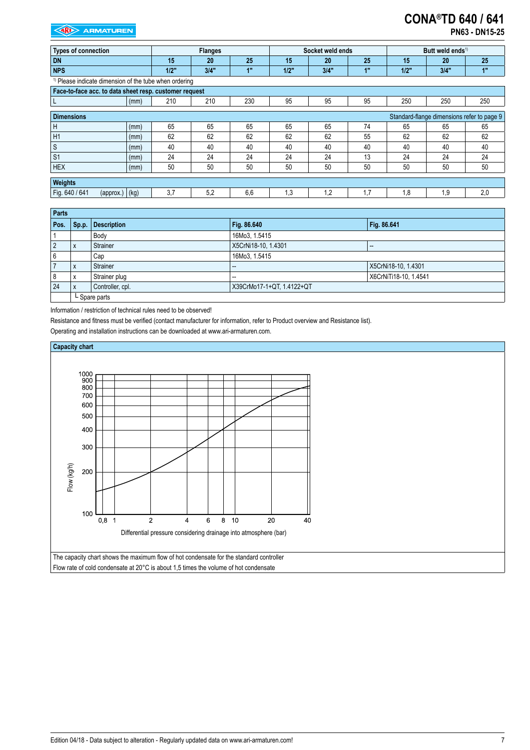# CONA®TD 640 / 641

**PN63 - DN15-25**

| Types of connection | | Flanges | | | Socket weld ends | | | Butt weld ends[1] | | |
|---|---|---|---|---|---|---|---|---|---|---|
| DN | | 15 | 20 | 25 | 15 | 20 | 25 | 15 | 20 | 25 |
| NPS | | 1/2" | 3/4" | 1" | 1/2" | 3/4" | 1" | 1/2" | 3/4" | 1" |

[1] Please indicate dimension of the tube when ordering

| Face-to-face acc. to data sheet resp. customer request | | | | | | | | | | |
|---|---|---|---|---|---|---|---|---|---|---|
| L | (mm) | 210 | 210 | 230 | 95 | 95 | 95 | 250 | 250 | 250 |

| Dimensions | | | | | | | Standard-flange dimensions refer to page 9 | | | |
|---|---|---|---|---|---|---|---|---|---|---|
| H | (mm) | 65 | 65 | 65 | 65 | 65 | 74 | 65 | 65 | 65 |
| H1 | (mm) | 62 | 62 | 62 | 62 | 62 | 55 | 62 | 62 | 62 |
| S | (mm) | 40 | 40 | 40 | 40 | 40 | 40 | 40 | 40 | 40 |
| S1 | (mm) | 24 | 24 | 24 | 24 | 24 | 13 | 24 | 24 | 24 |
| HEX | (mm) | 50 | 50 | 50 | 50 | 50 | 50 | 50 | 50 | 50 |

| Weights | | | | | | | | | | |
|---|---|---|---|---|---|---|---|---|---|---|
| Fig. 640 / 641 (approx.) | (kg) | 3,7 | 5,2 | 6,6 | 1,3 | 1,2 | 1,7 | 1,8 | 1,9 | 2,0 |

| Parts | | | | |
|---|---|---|---|---|
| Pos. | Sp.p. | Description | Fig. 86.640 | Fig. 86.641 |
| 1 | | Body | 16Mo3, 1.5415 | |
| 2 | x | Strainer | X5CrNi18-10, 1.4301 | -- |
| 6 | | Cap | 16Mo3, 1.5415 | |
| 7 | x | Strainer | -- | X5CrNi18-10, 1.4301 |
| 8 | x | Strainer plug | -- | X6CrNiTi18-10, 1.4541 |
| 24 | x | Controller, cpl. | X39CrMo17-1+QT, 1.4122+QT | |
| | └ Spare parts | | | |

Information / restriction of technical rules need to be observed!

Resistance and fitness must be verified (contact manufacturer for information, refer to Product overview and Resistance list).

Operating and installation instructions can be downloaded at www.ari-armaturen.com.

## Capacity chart

Flow (kg/h)

Differential pressure considering drainage into atmosphere (bar)

The capacity chart shows the maximum flow of hot condensate for the standard controller

Flow rate of cold condensate at 20°C is about 1,5 times the volume of hot condensate

Edition 04/18 - Data subject to alteration - Regularly updated data on www.ari-armaturen.com!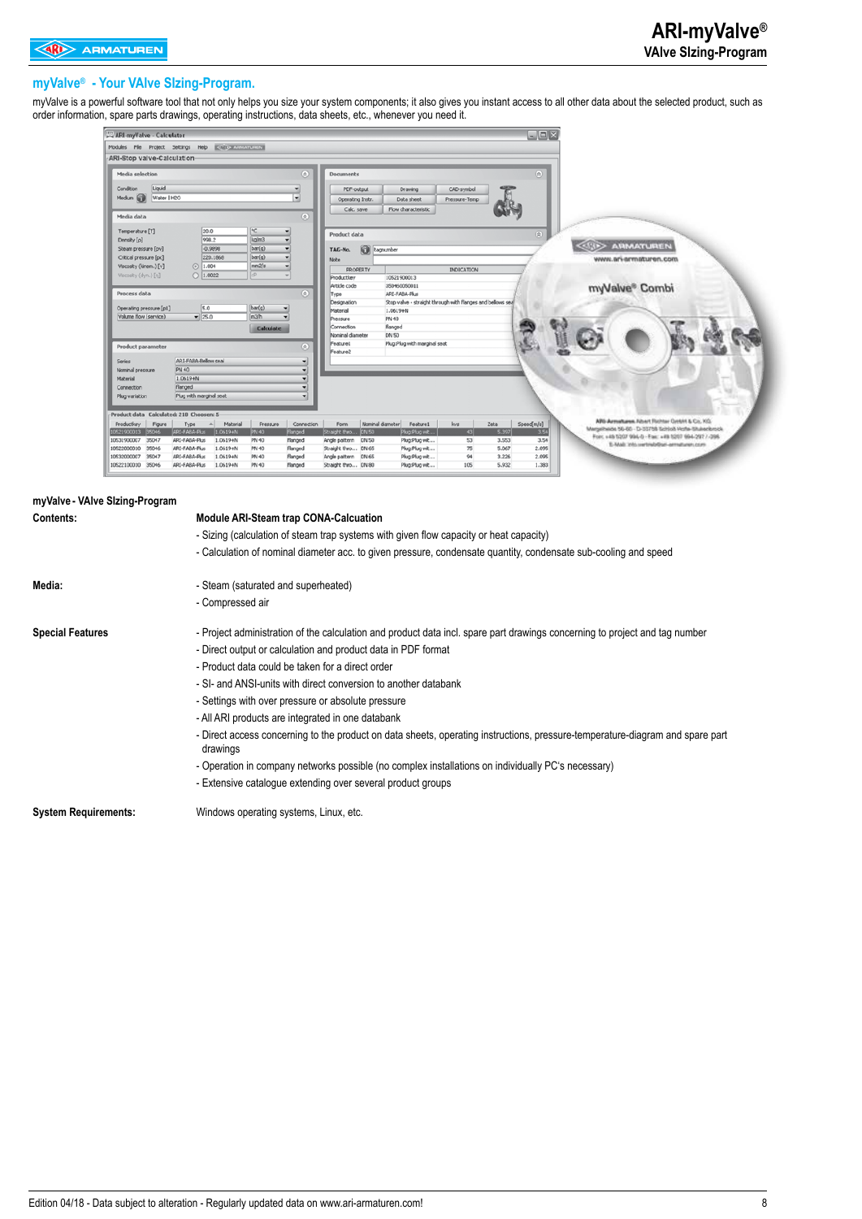## myValve® - Your VAlve SIzing-Program.

myValve is a powerful software tool that not only helps you size your system components; it also gives you instant access to all other data about the selected product, such as order information, spare parts drawings, operating instructions, data sheets, etc., whenever you need it.

**myValve - VAlve SIzing-Program**

| | |
|---|---|
| **Contents:** | **Module ARI-Steam trap CONA-Calcuation** |
| | - Sizing (calculation of steam trap systems with given flow capacity or heat capacity) |
| | - Calculation of nominal diameter acc. to given pressure, condensate quantity, condensate sub-cooling and speed |
| **Media:** | - Steam (saturated and superheated) |
| | - Compressed air |
| **Special Features** | - Project administration of the calculation and product data incl. spare part drawings concerning to project and tag number |
| | - Direct output or calculation and product data in PDF format |
| | - Product data could be taken for a direct order |
| | - SI- and ANSI-units with direct conversion to another databank |
| | - Settings with over pressure or absolute pressure |
| | - All ARI products are integrated in one databank |
| | - Direct access concerning to the product on data sheets, operating instructions, pressure-temperature-diagram and spare part drawings |
| | - Operation in company networks possible (no complex installations on individually PC's necessary) |
| | - Extensive catalogue extending over several product groups |
| **System Requirements:** | Windows operating systems, Linux, etc. |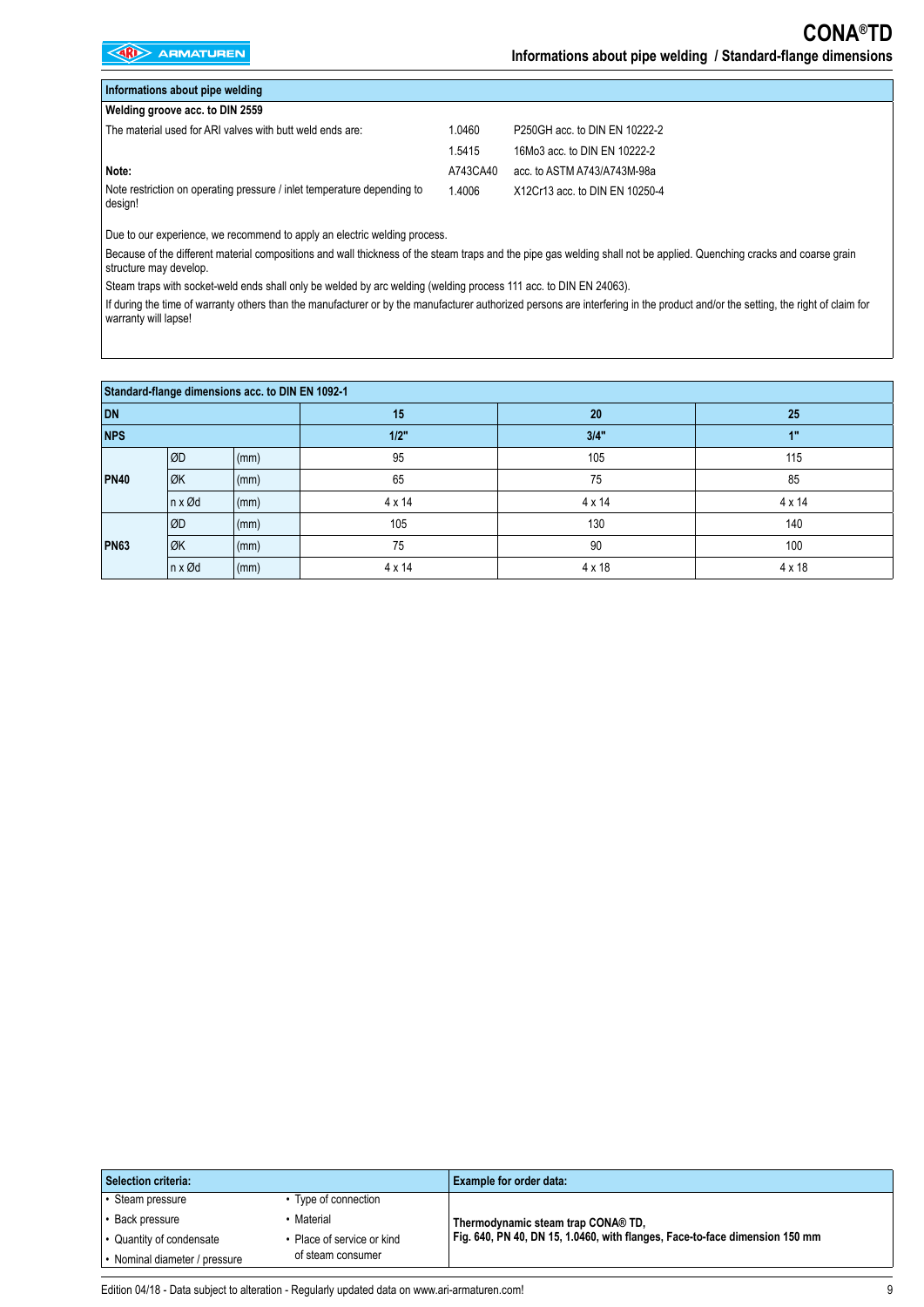## Informations about pipe welding

### Welding groove acc. to DIN 2559

The material used for ARI valves with butt weld ends are:

| | |
|---|---|
| 1.0460 | P250GH acc. to DIN EN 10222-2 |
| 1.5415 | 16Mo3 acc. to DIN EN 10222-2 |
| A743CA40 | acc. to ASTM A743/A743M-98a |
| 1.4006 | X12Cr13 acc. to DIN EN 10250-4 |

**Note:**

Note restriction on operating pressure / inlet temperature depending to design!

Due to our experience, we recommend to apply an electric welding process.

Because of the different material compositions and wall thickness of the steam traps and the pipe gas welding shall not be applied. Quenching cracks and coarse grain structure may develop.

Steam traps with socket-weld ends shall only be welded by arc welding (welding process 111 acc. to DIN EN 24063).

If during the time of warranty others than the manufacturer or by the manufacturer authorized persons are interfering in the product and/or the setting, the right of claim for warranty will lapse!

## Standard-flange dimensions acc. to DIN EN 1092-1

| DN | | | 15 | 20 | 25 |
|---|---|---|---|---|---|
| NPS | | | 1/2" | 3/4" | 1" |
| PN40 | ØD | (mm) | 95 | 105 | 115 |
| | ØK | (mm) | 65 | 75 | 85 |
| | n x Ød | (mm) | 4 x 14 | 4 x 14 | 4 x 14 |
| PN63 | ØD | (mm) | 105 | 130 | 140 |
| | ØK | (mm) | 75 | 90 | 100 |
| | n x Ød | (mm) | 4 x 14 | 4 x 18 | 4 x 18 |

| Selection criteria: | | Example for order data: |
|---|---|---|
| • Steam pressure | • Type of connection | **Thermodynamic steam trap CONA® TD,** |
| • Back pressure | • Material | **Fig. 640, PN 40, DN 15, 1.0460, with flanges, Face-to-face dimension 150 mm** |
| • Quantity of condensate | • Place of service or kind of steam consumer | |
| • Nominal diameter / pressure | | |

Edition 04/18 - Data subject to alteration - Regularly updated data on www.ari-armaturen.com!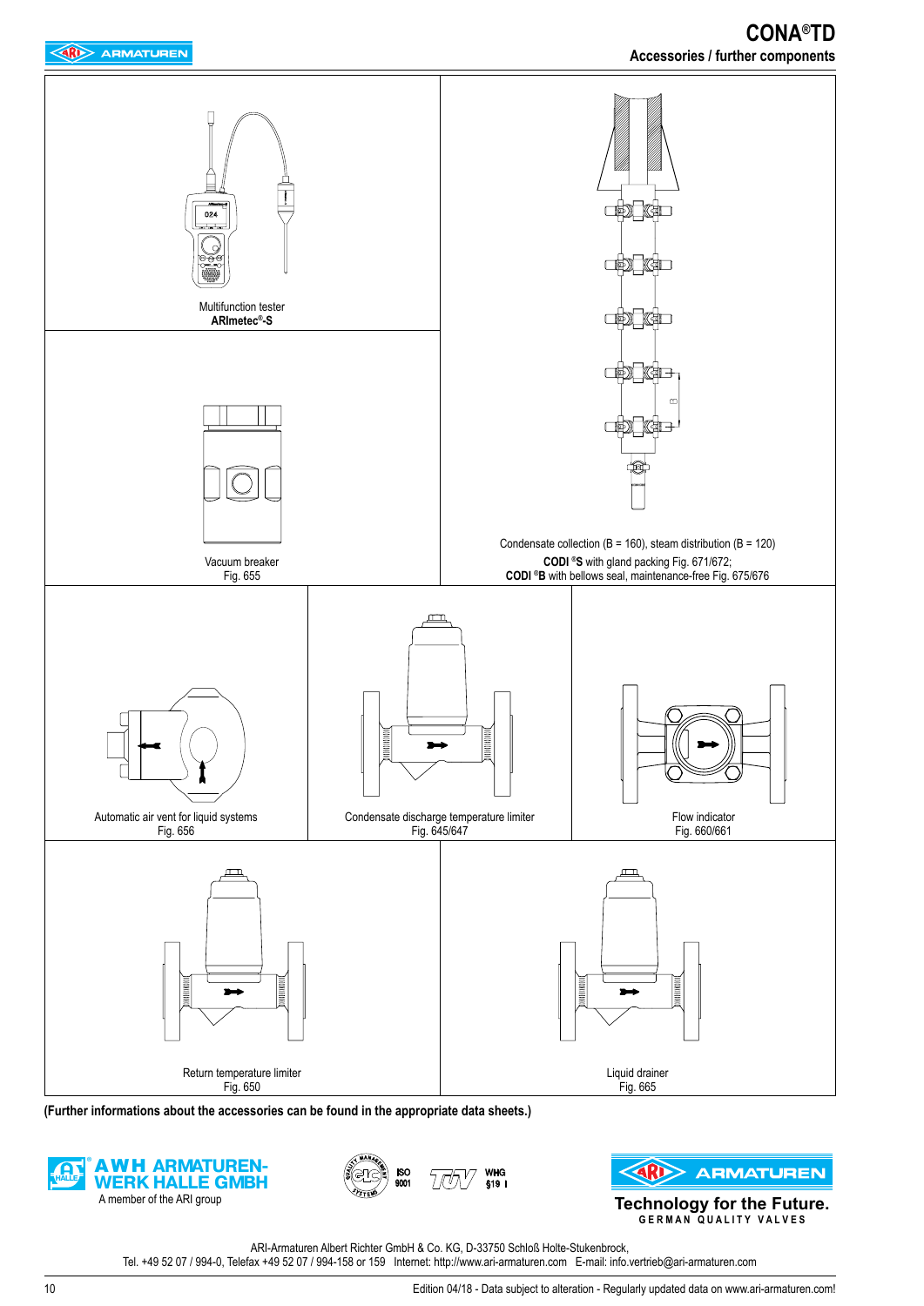# CONA®TD

## Accessories / further components

Multifunction tester
**ARImetec®-S**

Vacuum breaker
Fig. 655

Condensate collection (B = 160), steam distribution (B = 120)
**CODI ®S** with gland packing Fig. 671/672;
**CODI ®B** with bellows seal, maintenance-free Fig. 675/676

Automatic air vent for liquid systems
Fig. 656

Condensate discharge temperature limiter
Fig. 645/647

Flow indicator
Fig. 660/661

Return temperature limiter
Fig. 650

Liquid drainer
Fig. 665

**(Further informations about the accessories can be found in the appropriate data sheets.)**

AWH ARMATUREN-WERK HALLE GMBH
A member of the ARI group

ISO 9001 WHG §19 I

ARI ARMATUREN
**Technology for the Future.**
GERMAN QUALITY VALVES

ARI-Armaturen Albert Richter GmbH & Co. KG, D-33750 Schloß Holte-Stukenbrock,
Tel. +49 52 07 / 994-0, Telefax +49 52 07 / 994-158 or 159 Internet: http://www.ari-armaturen.com E-mail: info.vertrieb@ari-armaturen.com

Edition 04/18 - Data subject to alteration - Regularly updated data on www.ari-armaturen.com!